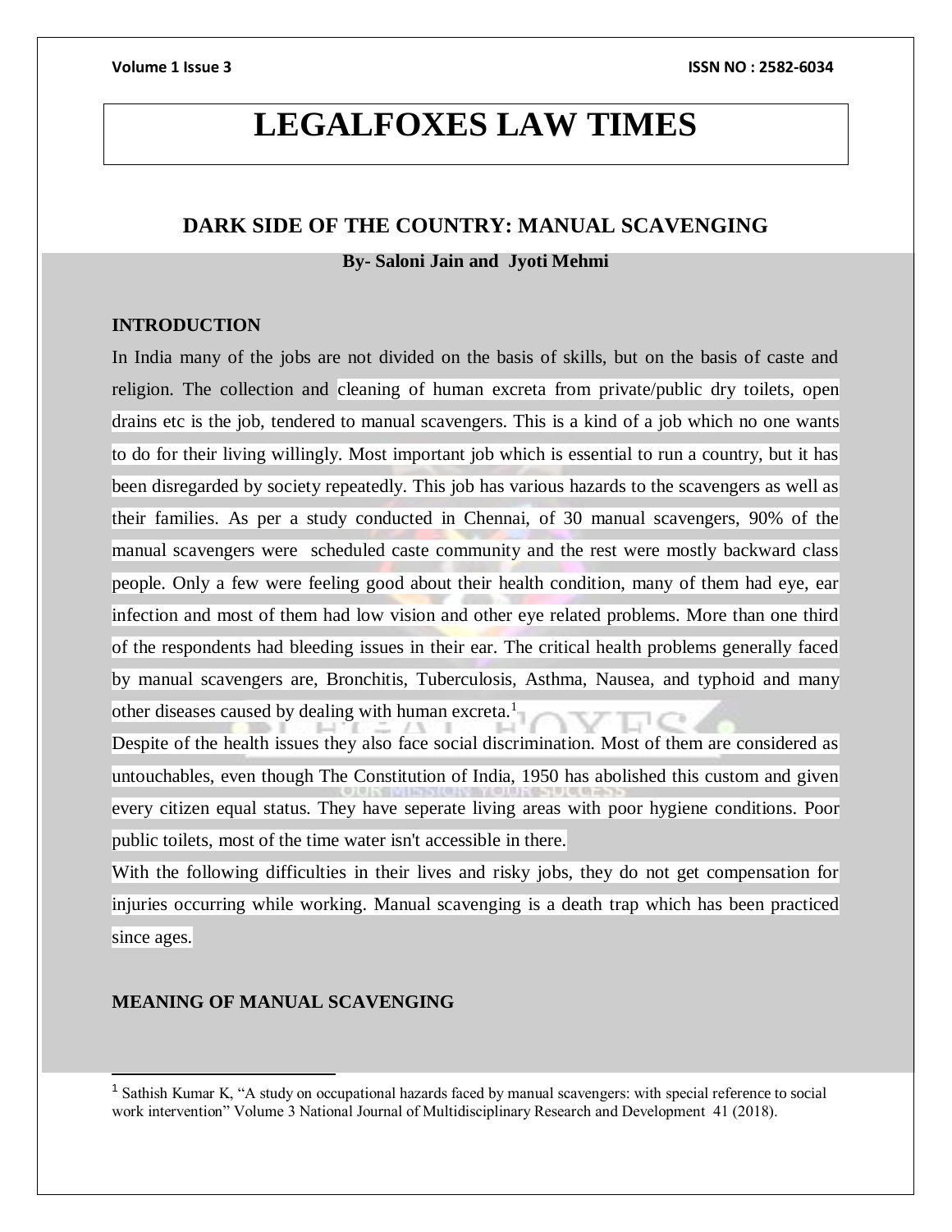# LEGALFOXES LAW TIMES

## DARK SIDE OF THE COUNTRY: MANUAL SCAVENGING

**By- Saloni Jain and Jyoti Mehmi**

### INTRODUCTION

In India many of the jobs are not divided on the basis of skills, but on the basis of caste and religion. The collection and cleaning of human excreta from private/public dry toilets, open drains etc is the job, tendered to manual scavengers. This is a kind of a job which no one wants to do for their living willingly. Most important job which is essential to run a country, but it has been disregarded by society repeatedly. This job has various hazards to the scavengers as well as their families. As per a study conducted in Chennai, of 30 manual scavengers, 90% of the manual scavengers were scheduled caste community and the rest were mostly backward class people. Only a few were feeling good about their health condition, many of them had eye, ear infection and most of them had low vision and other eye related problems. More than one third of the respondents had bleeding issues in their ear. The critical health problems generally faced by manual scavengers are, Bronchitis, Tuberculosis, Asthma, Nausea, and typhoid and many other diseases caused by dealing with human excreta.[1]

Despite of the health issues they also face social discrimination. Most of them are considered as untouchables, even though The Constitution of India, 1950 has abolished this custom and given every citizen equal status. They have seperate living areas with poor hygiene conditions. Poor public toilets, most of the time water isn't accessible in there.

With the following difficulties in their lives and risky jobs, they do not get compensation for injuries occurring while working. Manual scavenging is a death trap which has been practiced since ages.

### MEANING OF MANUAL SCAVENGING

---

[1] Sathish Kumar K, "A study on occupational hazards faced by manual scavengers: with special reference to social work intervention" Volume 3 National Journal of Multidisciplinary Research and Development 41 (2018).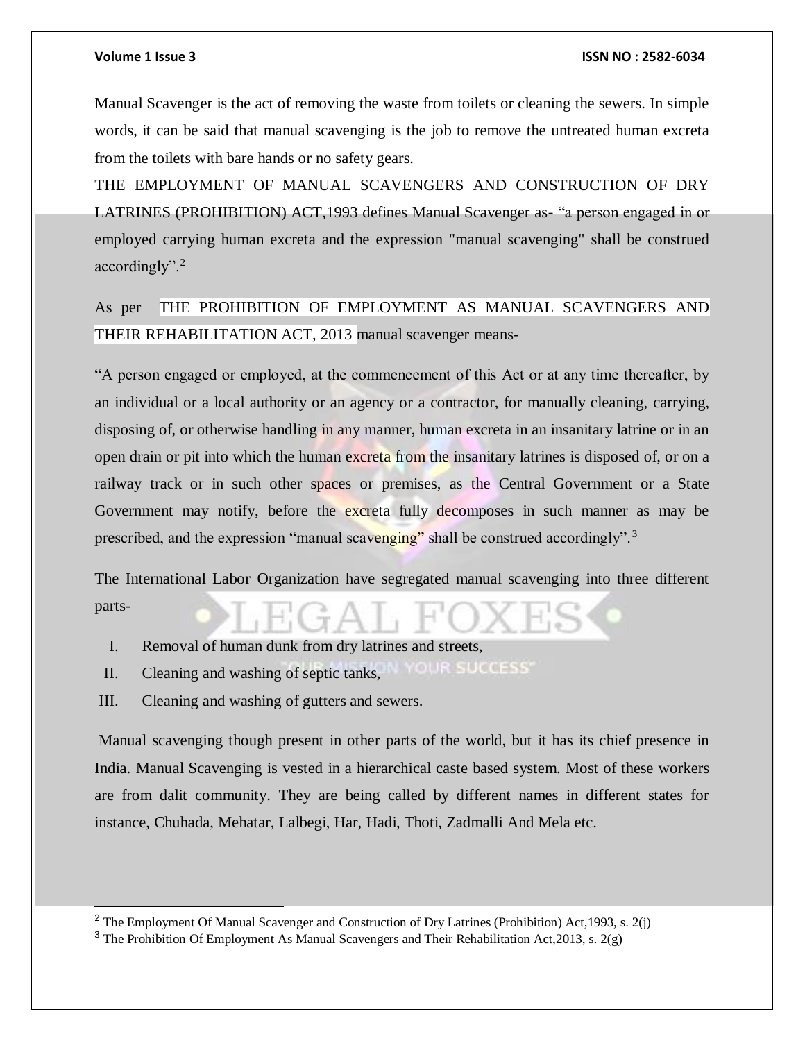Manual Scavenger is the act of removing the waste from toilets or cleaning the sewers. In simple words, it can be said that manual scavenging is the job to remove the untreated human excreta from the toilets with bare hands or no safety gears.

THE EMPLOYMENT OF MANUAL SCAVENGERS AND CONSTRUCTION OF DRY LATRINES (PROHIBITION) ACT,1993 defines Manual Scavenger as- "a person engaged in or employed carrying human excreta and the expression "manual scavenging" shall be construed accordingly".[2]

As per THE PROHIBITION OF EMPLOYMENT AS MANUAL SCAVENGERS AND THEIR REHABILITATION ACT, 2013 manual scavenger means-

"A person engaged or employed, at the commencement of this Act or at any time thereafter, by an individual or a local authority or an agency or a contractor, for manually cleaning, carrying, disposing of, or otherwise handling in any manner, human excreta in an insanitary latrine or in an open drain or pit into which the human excreta from the insanitary latrines is disposed of, or on a railway track or in such other spaces or premises, as the Central Government or a State Government may notify, before the excreta fully decomposes in such manner as may be prescribed, and the expression "manual scavenging" shall be construed accordingly".[3]

The International Labor Organization have segregated manual scavenging into three different parts-

I. Removal of human dunk from dry latrines and streets,
II. Cleaning and washing of septic tanks,
III. Cleaning and washing of gutters and sewers.

Manual scavenging though present in other parts of the world, but it has its chief presence in India. Manual Scavenging is vested in a hierarchical caste based system. Most of these workers are from dalit community. They are being called by different names in different states for instance, Chuhada, Mehatar, Lalbegi, Har, Hadi, Thoti, Zadmalli And Mela etc.

---

[2] The Employment Of Manual Scavenger and Construction of Dry Latrines (Prohibition) Act,1993, s. 2(j)

[3] The Prohibition Of Employment As Manual Scavengers and Their Rehabilitation Act,2013, s. 2(g)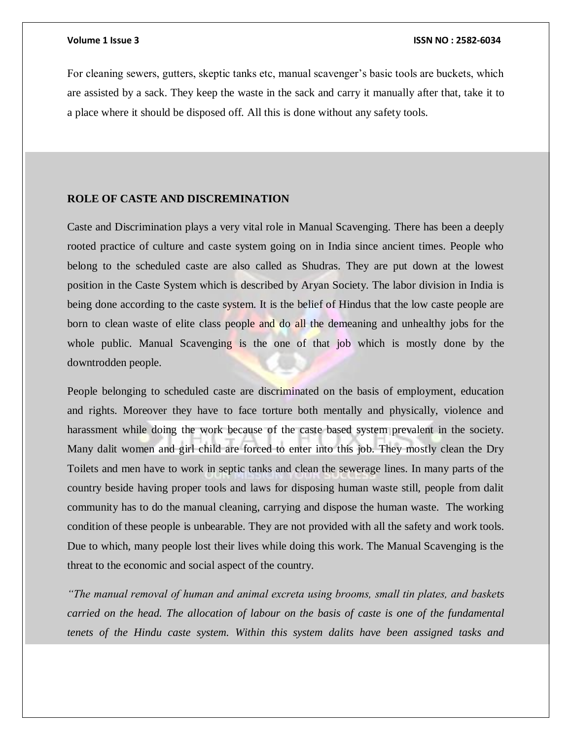For cleaning sewers, gutters, skeptic tanks etc, manual scavenger's basic tools are buckets, which are assisted by a sack. They keep the waste in the sack and carry it manually after that, take it to a place where it should be disposed off. All this is done without any safety tools.

**ROLE OF CASTE AND DISCREMINATION**

Caste and Discrimination plays a very vital role in Manual Scavenging. There has been a deeply rooted practice of culture and caste system going on in India since ancient times. People who belong to the scheduled caste are also called as Shudras. They are put down at the lowest position in the Caste System which is described by Aryan Society. The labor division in India is being done according to the caste system. It is the belief of Hindus that the low caste people are born to clean waste of elite class people and do all the demeaning and unhealthy jobs for the whole public. Manual Scavenging is the one of that job which is mostly done by the downtrodden people.

People belonging to scheduled caste are discriminated on the basis of employment, education and rights. Moreover they have to face torture both mentally and physically, violence and harassment while doing the work because of the caste based system prevalent in the society. Many dalit women and girl child are forced to enter into this job. They mostly clean the Dry Toilets and men have to work in septic tanks and clean the sewerage lines. In many parts of the country beside having proper tools and laws for disposing human waste still, people from dalit community has to do the manual cleaning, carrying and dispose the human waste. The working condition of these people is unbearable. They are not provided with all the safety and work tools. Due to which, many people lost their lives while doing this work. The Manual Scavenging is the threat to the economic and social aspect of the country.

*"The manual removal of human and animal excreta using brooms, small tin plates, and baskets carried on the head. The allocation of labour on the basis of caste is one of the fundamental tenets of the Hindu caste system. Within this system dalits have been assigned tasks and*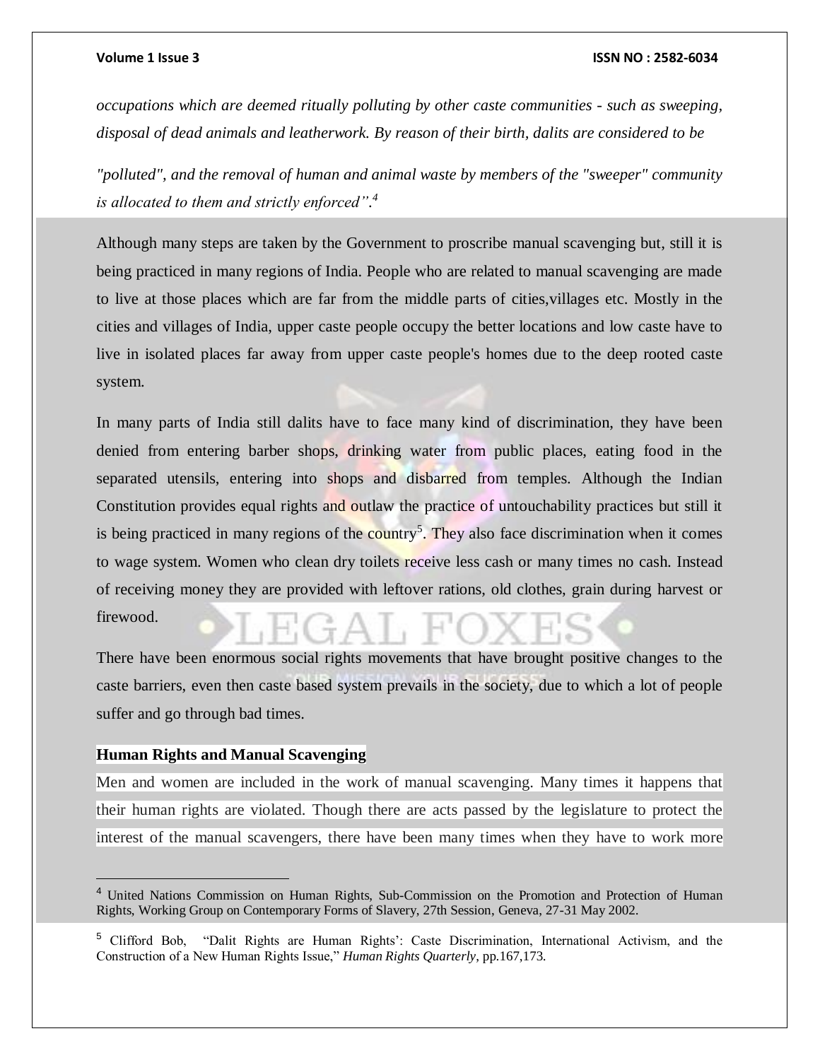*occupations which are deemed ritually polluting by other caste communities - such as sweeping, disposal of dead animals and leatherwork. By reason of their birth, dalits are considered to be "polluted", and the removal of human and animal waste by members of the "sweeper" community is allocated to them and strictly enforced"*.[4]

Although many steps are taken by the Government to proscribe manual scavenging but, still it is being practiced in many regions of India. People who are related to manual scavenging are made to live at those places which are far from the middle parts of cities,villages etc. Mostly in the cities and villages of India, upper caste people occupy the better locations and low caste have to live in isolated places far away from upper caste people's homes due to the deep rooted caste system.

In many parts of India still dalits have to face many kind of discrimination, they have been denied from entering barber shops, drinking water from public places, eating food in the separated utensils, entering into shops and disbarred from temples. Although the Indian Constitution provides equal rights and outlaw the practice of untouchability practices but still it is being practiced in many regions of the country[5]. They also face discrimination when it comes to wage system. Women who clean dry toilets receive less cash or many times no cash. Instead of receiving money they are provided with leftover rations, old clothes, grain during harvest or firewood.

There have been enormous social rights movements that have brought positive changes to the caste barriers, even then caste based system prevails in the society, due to which a lot of people suffer and go through bad times.

**Human Rights and Manual Scavenging**

Men and women are included in the work of manual scavenging. Many times it happens that their human rights are violated. Though there are acts passed by the legislature to protect the interest of the manual scavengers, there have been many times when they have to work more

---

[4] United Nations Commission on Human Rights, Sub-Commission on the Promotion and Protection of Human Rights, Working Group on Contemporary Forms of Slavery, 27th Session, Geneva, 27-31 May 2002.

[5] Clifford Bob, "Dalit Rights are Human Rights': Caste Discrimination, International Activism, and the Construction of a New Human Rights Issue," *Human Rights Quarterly*, pp.167,173.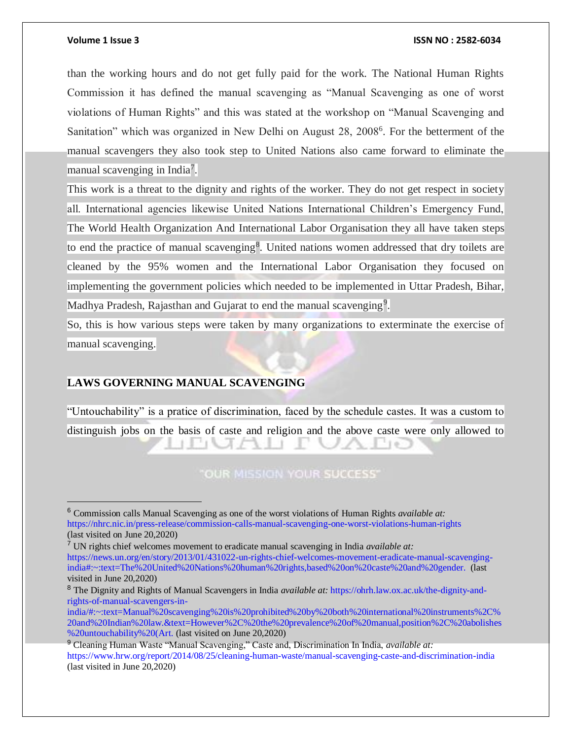than the working hours and do not get fully paid for the work. The National Human Rights Commission it has defined the manual scavenging as "Manual Scavenging as one of worst violations of Human Rights" and this was stated at the workshop on "Manual Scavenging and Sanitation" which was organized in New Delhi on August 28, 2008[6]. For the betterment of the manual scavengers they also took step to United Nations also came forward to eliminate the manual scavenging in India[7].

This work is a threat to the dignity and rights of the worker. They do not get respect in society all. International agencies likewise United Nations International Children's Emergency Fund, The World Health Organization And International Labor Organisation they all have taken steps to end the practice of manual scavenging[8]. United nations women addressed that dry toilets are cleaned by the 95% women and the International Labor Organisation they focused on implementing the government policies which needed to be implemented in Uttar Pradesh, Bihar, Madhya Pradesh, Rajasthan and Gujarat to end the manual scavenging[9].

So, this is how various steps were taken by many organizations to exterminate the exercise of manual scavenging.

## LAWS GOVERNING MANUAL SCAVENGING

"Untouchability" is a pratice of discrimination, faced by the schedule castes. It was a custom to distinguish jobs on the basis of caste and religion and the above caste were only allowed to

---

[6] Commission calls Manual Scavenging as one of the worst violations of Human Rights *available at:* https://nhrc.nic.in/press-release/commission-calls-manual-scavenging-one-worst-violations-human-rights (last visited on June 20,2020)

[7] UN rights chief welcomes movement to eradicate manual scavenging in India *available at:* https://news.un.org/en/story/2013/01/431022-un-rights-chief-welcomes-movement-eradicate-manual-scavenging-india#:~:text=The%20United%20Nations%20human%20rights,based%20on%20caste%20and%20gender. (last visited in June 20,2020)

[8] The Dignity and Rights of Manual Scavengers in India *available at:* https://ohrh.law.ox.ac.uk/the-dignity-and-rights-of-manual-scavengers-in-india/#:~:text=Manual%20scavenging%20is%20prohibited%20by%20both%20international%20instruments%2C%20and%20Indian%20law.&text=However%2C%20the%20prevalence%20of%20manual,position%2C%20abolishes%20untouchability%20(Art. (last visited on June 20,2020)

[9] Cleaning Human Waste "Manual Scavenging," Caste and, Discrimination In India, *available at:* https://www.hrw.org/report/2014/08/25/cleaning-human-waste/manual-scavenging-caste-and-discrimination-india (last visited in June 20,2020)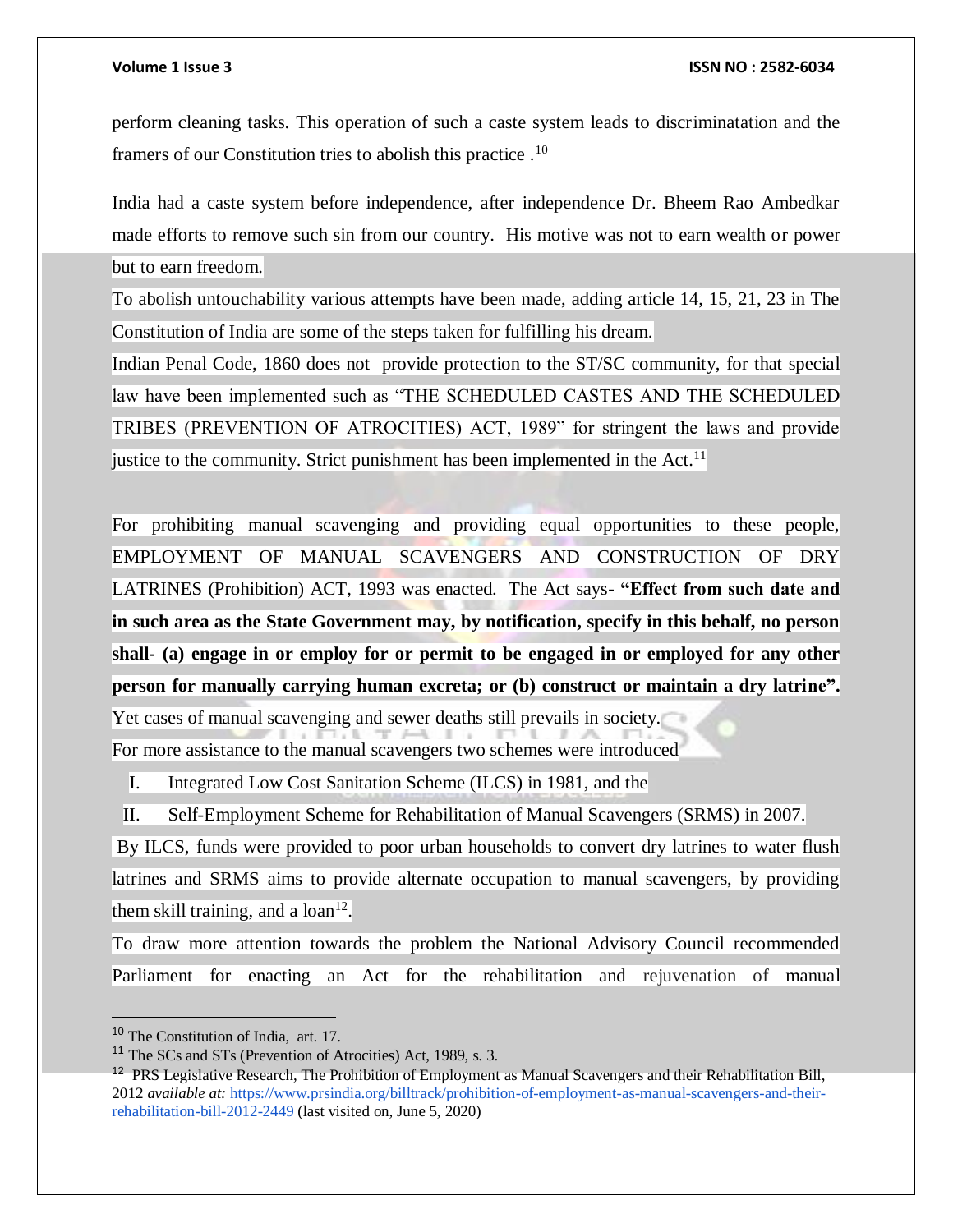perform cleaning tasks. This operation of such a caste system leads to discriminatation and the framers of our Constitution tries to abolish this practice .[10]

India had a caste system before independence, after independence Dr. Bheem Rao Ambedkar made efforts to remove such sin from our country. His motive was not to earn wealth or power but to earn freedom.

To abolish untouchability various attempts have been made, adding article 14, 15, 21, 23 in The Constitution of India are some of the steps taken for fulfilling his dream.

Indian Penal Code, 1860 does not provide protection to the ST/SC community, for that special law have been implemented such as "THE SCHEDULED CASTES AND THE SCHEDULED TRIBES (PREVENTION OF ATROCITIES) ACT, 1989" for stringent the laws and provide justice to the community. Strict punishment has been implemented in the Act.[11]

For prohibiting manual scavenging and providing equal opportunities to these people, EMPLOYMENT OF MANUAL SCAVENGERS AND CONSTRUCTION OF DRY LATRINES (Prohibition) ACT, 1993 was enacted. The Act says- **"Effect from such date and in such area as the State Government may, by notification, specify in this behalf, no person shall- (a) engage in or employ for or permit to be engaged in or employed for any other person for manually carrying human excreta; or (b) construct or maintain a dry latrine".**

Yet cases of manual scavenging and sewer deaths still prevails in society.

For more assistance to the manual scavengers two schemes were introduced

I. Integrated Low Cost Sanitation Scheme (ILCS) in 1981, and the

II. Self-Employment Scheme for Rehabilitation of Manual Scavengers (SRMS) in 2007.

By ILCS, funds were provided to poor urban households to convert dry latrines to water flush latrines and SRMS aims to provide alternate occupation to manual scavengers, by providing them skill training, and a loan[12].

To draw more attention towards the problem the National Advisory Council recommended Parliament for enacting an Act for the rehabilitation and rejuvenation of manual

---

[10] The Constitution of India, art. 17.

[11] The SCs and STs (Prevention of Atrocities) Act, 1989, s. 3.

[12] PRS Legislative Research, The Prohibition of Employment as Manual Scavengers and their Rehabilitation Bill, 2012 *available at:* https://www.prsindia.org/billtrack/prohibition-of-employment-as-manual-scavengers-and-their-rehabilitation-bill-2012-2449 (last visited on, June 5, 2020)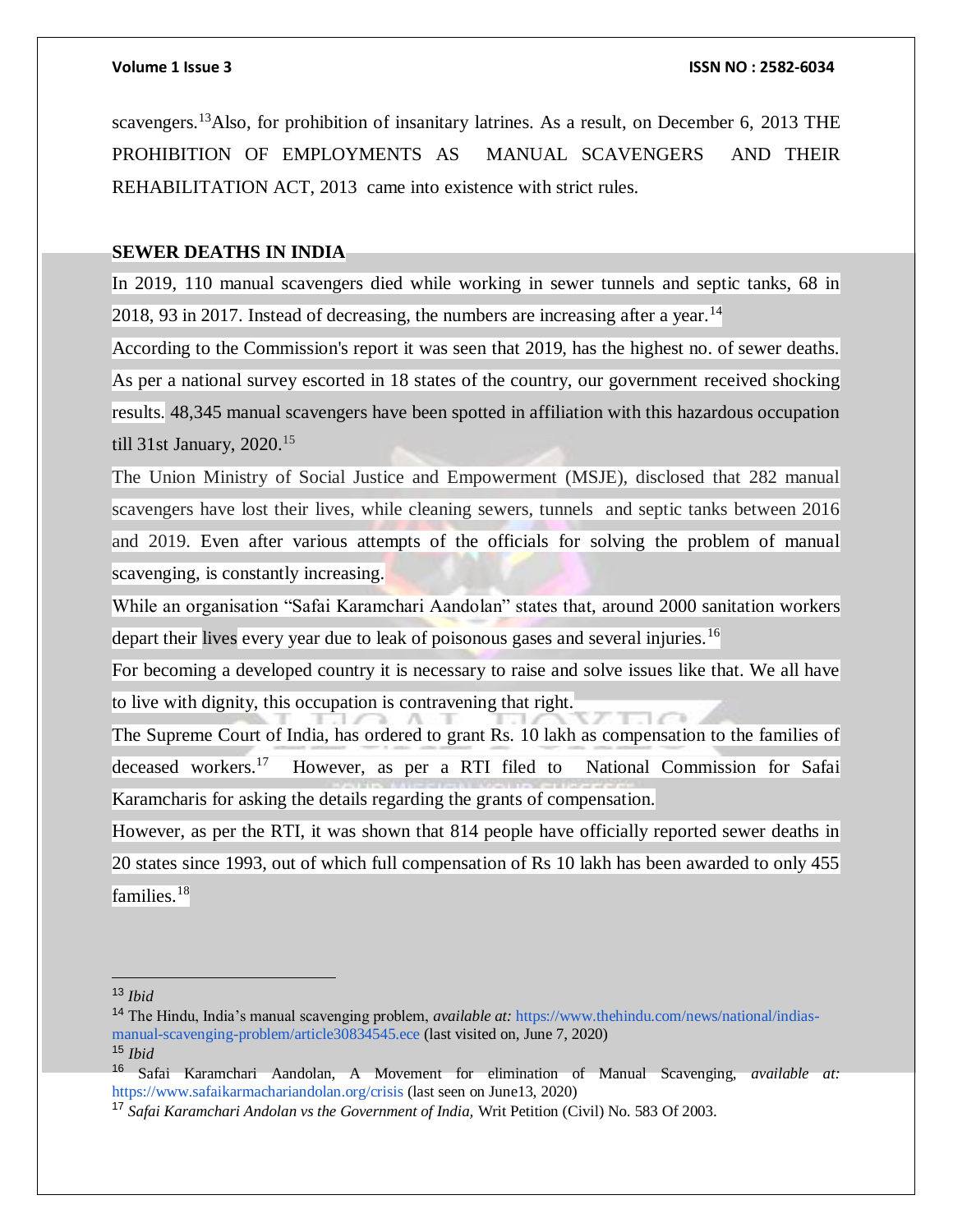scavengers.[13] Also, for prohibition of insanitary latrines. As a result, on December 6, 2013 THE PROHIBITION OF EMPLOYMENTS AS MANUAL SCAVENGERS AND THEIR REHABILITATION ACT, 2013 came into existence with strict rules.

## SEWER DEATHS IN INDIA

In 2019, 110 manual scavengers died while working in sewer tunnels and septic tanks, 68 in 2018, 93 in 2017. Instead of decreasing, the numbers are increasing after a year.[14]

According to the Commission's report it was seen that 2019, has the highest no. of sewer deaths. As per a national survey escorted in 18 states of the country, our government received shocking results. 48,345 manual scavengers have been spotted in affiliation with this hazardous occupation till 31st January, 2020.[15]

The Union Ministry of Social Justice and Empowerment (MSJE), disclosed that 282 manual scavengers have lost their lives, while cleaning sewers, tunnels and septic tanks between 2016 and 2019. Even after various attempts of the officials for solving the problem of manual scavenging, is constantly increasing.

While an organisation "Safai Karamchari Aandolan" states that, around 2000 sanitation workers depart their lives every year due to leak of poisonous gases and several injuries.[16]

For becoming a developed country it is necessary to raise and solve issues like that. We all have to live with dignity, this occupation is contravening that right.

The Supreme Court of India, has ordered to grant Rs. 10 lakh as compensation to the families of deceased workers.[17] However, as per a RTI filed to National Commission for Safai Karamcharis for asking the details regarding the grants of compensation.

However, as per the RTI, it was shown that 814 people have officially reported sewer deaths in 20 states since 1993, out of which full compensation of Rs 10 lakh has been awarded to only 455 families.[18]

---

[13] *Ibid*

[14] The Hindu, India's manual scavenging problem, *available at:* https://www.thehindu.com/news/national/indias-manual-scavenging-problem/article30834545.ece (last visited on, June 7, 2020)

[15] *Ibid*

[16] Safai Karamchari Aandolan, A Movement for elimination of Manual Scavenging, *available at:* https://www.safaikarmachariandolan.org/crisis (last seen on June13, 2020)

[17] *Safai Karamchari Andolan vs the Government of India*, Writ Petition (Civil) No. 583 Of 2003.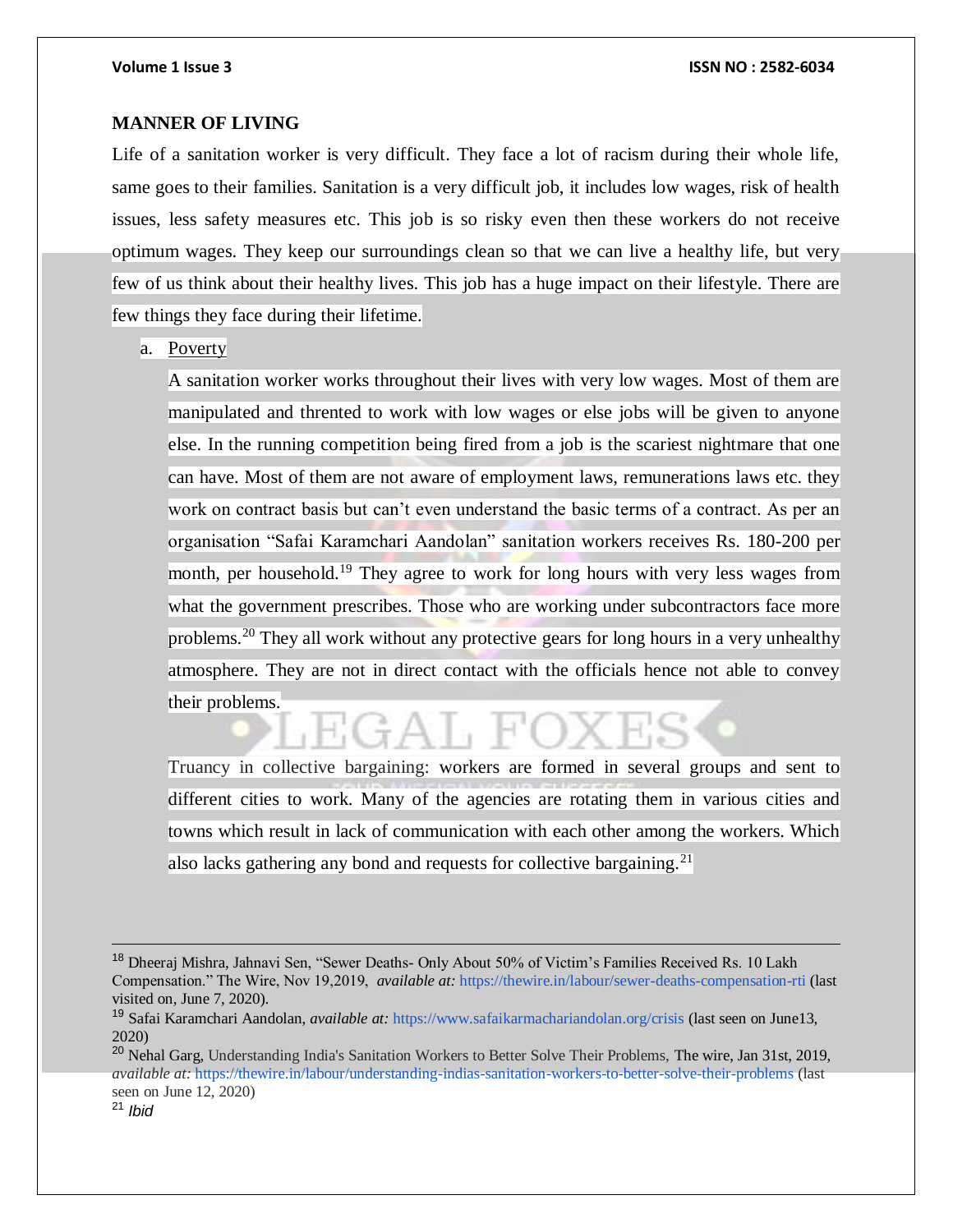## MANNER OF LIVING

Life of a sanitation worker is very difficult. They face a lot of racism during their whole life, same goes to their families. Sanitation is a very difficult job, it includes low wages, risk of health issues, less safety measures etc. This job is so risky even then these workers do not receive optimum wages. They keep our surroundings clean so that we can live a healthy life, but very few of us think about their healthy lives. This job has a huge impact on their lifestyle. There are few things they face during their lifetime.

a. Poverty

A sanitation worker works throughout their lives with very low wages. Most of them are manipulated and thrented to work with low wages or else jobs will be given to anyone else. In the running competition being fired from a job is the scariest nightmare that one can have. Most of them are not aware of employment laws, remunerations laws etc. they work on contract basis but can't even understand the basic terms of a contract. As per an organisation "Safai Karamchari Aandolan" sanitation workers receives Rs. 180-200 per month, per household.[19] They agree to work for long hours with very less wages from what the government prescribes. Those who are working under subcontractors face more problems.[20] They all work without any protective gears for long hours in a very unhealthy atmosphere. They are not in direct contact with the officials hence not able to convey their problems.

Truancy in collective bargaining: workers are formed in several groups and sent to different cities to work. Many of the agencies are rotating them in various cities and towns which result in lack of communication with each other among the workers. Which also lacks gathering any bond and requests for collective bargaining.[21]

---

[18] Dheeraj Mishra, Jahnavi Sen, "Sewer Deaths- Only About 50% of Victim's Families Received Rs. 10 Lakh Compensation." The Wire, Nov 19,2019, *available at:* https://thewire.in/labour/sewer-deaths-compensation-rti (last visited on, June 7, 2020).

[19] Safai Karamchari Aandolan, *available at:* https://www.safaikarmachariandolan.org/crisis (last seen on June13, 2020)

[20] Nehal Garg, Understanding India's Sanitation Workers to Better Solve Their Problems, The wire, Jan 31st, 2019, *available at:* https://thewire.in/labour/understanding-indias-sanitation-workers-to-better-solve-their-problems (last seen on June 12, 2020)

[21] *Ibid*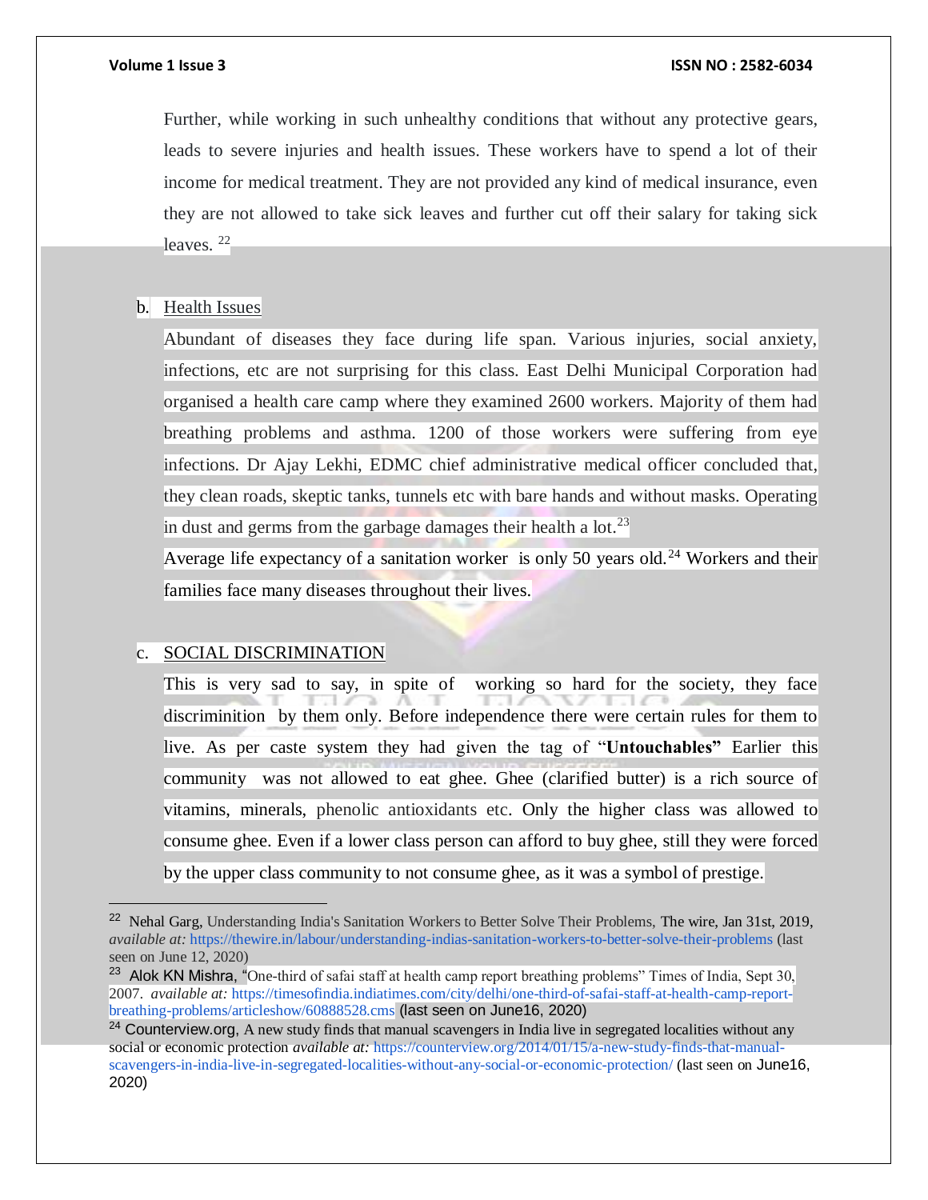Further, while working in such unhealthy conditions that without any protective gears, leads to severe injuries and health issues. These workers have to spend a lot of their income for medical treatment. They are not provided any kind of medical insurance, even they are not allowed to take sick leaves and further cut off their salary for taking sick leaves. [22]

b. <u>Health Issues</u>

Abundant of diseases they face during life span. Various injuries, social anxiety, infections, etc are not surprising for this class. East Delhi Municipal Corporation had organised a health care camp where they examined 2600 workers. Majority of them had breathing problems and asthma. 1200 of those workers were suffering from eye infections. Dr Ajay Lekhi, EDMC chief administrative medical officer concluded that, they clean roads, skeptic tanks, tunnels etc with bare hands and without masks. Operating in dust and germs from the garbage damages their health a lot.[23]

Average life expectancy of a sanitation worker is only 50 years old.[24] Workers and their families face many diseases throughout their lives.

c. <u>SOCIAL DISCRIMINATION</u>

This is very sad to say, in spite of working so hard for the society, they face discriminition by them only. Before independence there were certain rules for them to live. As per caste system they had given the tag of "**Untouchables"** Earlier this community was not allowed to eat ghee. Ghee (clarified butter) is a rich source of vitamins, minerals, phenolic antioxidants etc. Only the higher class was allowed to consume ghee. Even if a lower class person can afford to buy ghee, still they were forced by the upper class community to not consume ghee, as it was a symbol of prestige.

---

[22] Nehal Garg, Understanding India's Sanitation Workers to Better Solve Their Problems, The wire, Jan 31st, 2019, *available at:* https://thewire.in/labour/understanding-indias-sanitation-workers-to-better-solve-their-problems (last seen on June 12, 2020)

[23] Alok KN Mishra, "One-third of safai staff at health camp report breathing problems" Times of India, Sept 30, 2007. *available at:* https://timesofindia.indiatimes.com/city/delhi/one-third-of-safai-staff-at-health-camp-report-breathing-problems/articleshow/60888528.cms (last seen on June16, 2020)

[24] Counterview.org, A new study finds that manual scavengers in India live in segregated localities without any social or economic protection *available at:* https://counterview.org/2014/01/15/a-new-study-finds-that-manual-scavengers-in-india-live-in-segregated-localities-without-any-social-or-economic-protection/ (last seen on June16, 2020)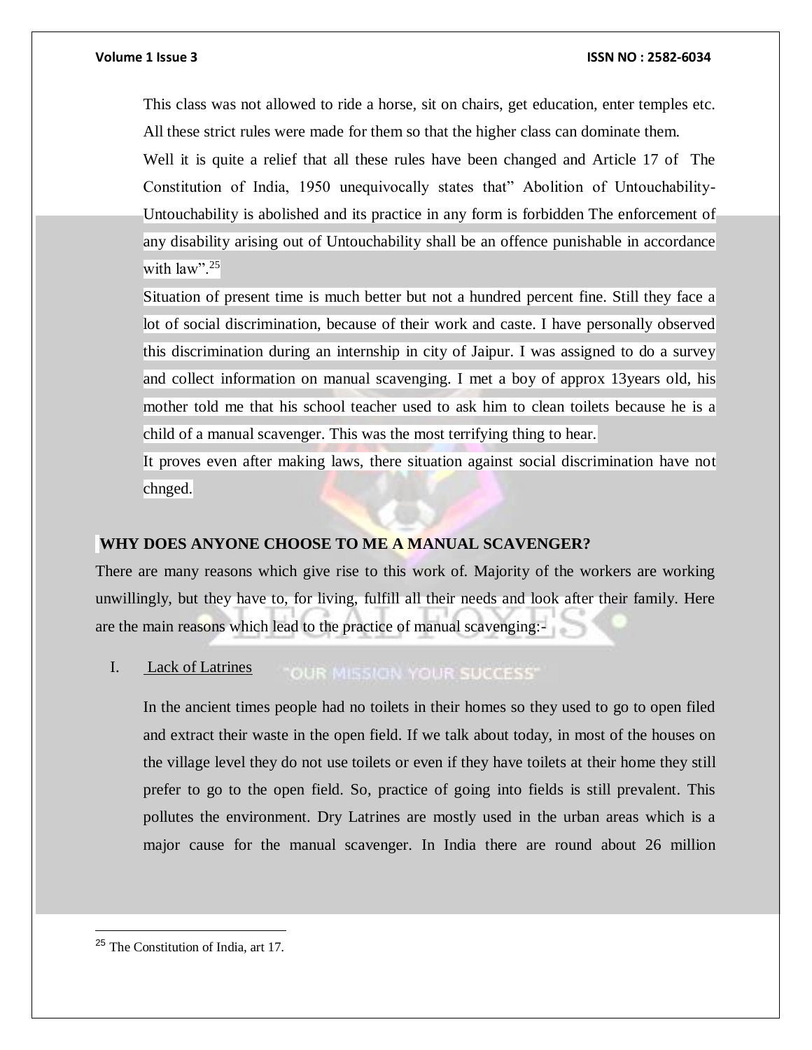This class was not allowed to ride a horse, sit on chairs, get education, enter temples etc. All these strict rules were made for them so that the higher class can dominate them.

Well it is quite a relief that all these rules have been changed and Article 17 of The Constitution of India, 1950 unequivocally states that" Abolition of Untouchability- Untouchability is abolished and its practice in any form is forbidden The enforcement of any disability arising out of Untouchability shall be an offence punishable in accordance with law".[25]

Situation of present time is much better but not a hundred percent fine. Still they face a lot of social discrimination, because of their work and caste. I have personally observed this discrimination during an internship in city of Jaipur. I was assigned to do a survey and collect information on manual scavenging. I met a boy of approx 13years old, his mother told me that his school teacher used to ask him to clean toilets because he is a child of a manual scavenger. This was the most terrifying thing to hear.

It proves even after making laws, there situation against social discrimination have not chnged.

**WHY DOES ANYONE CHOOSE TO ME A MANUAL SCAVENGER?**

There are many reasons which give rise to this work of. Majority of the workers are working unwillingly, but they have to, for living, fulfill all their needs and look after their family. Here are the main reasons which lead to the practice of manual scavenging:-

I. Lack of Latrines

In the ancient times people had no toilets in their homes so they used to go to open filed and extract their waste in the open field. If we talk about today, in most of the houses on the village level they do not use toilets or even if they have toilets at their home they still prefer to go to the open field. So, practice of going into fields is still prevalent. This pollutes the environment. Dry Latrines are mostly used in the urban areas which is a major cause for the manual scavenger. In India there are round about 26 million

[25] The Constitution of India, art 17.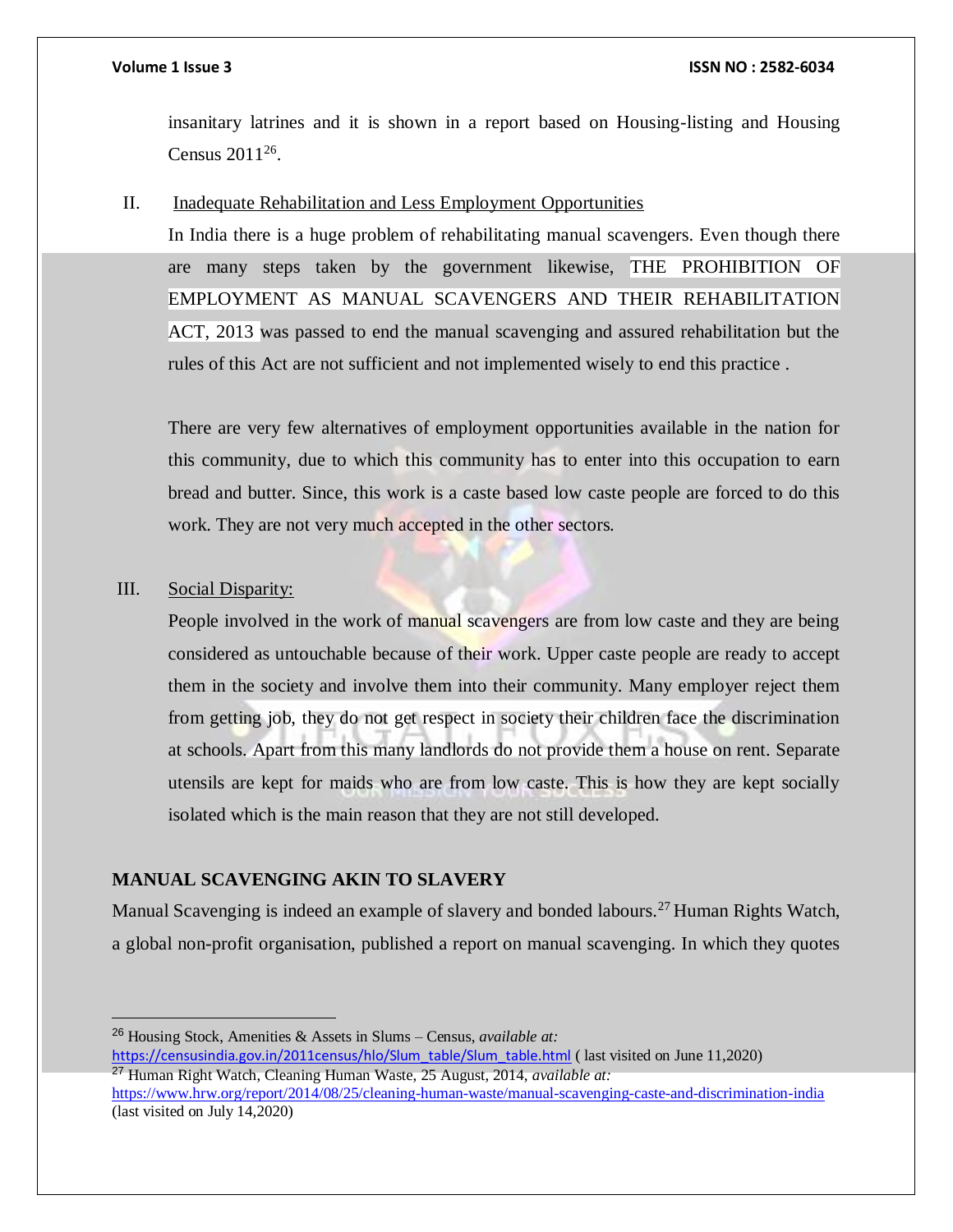insanitary latrines and it is shown in a report based on Housing-listing and Housing Census 2011[26].

II. Inadequate Rehabilitation and Less Employment Opportunities

In India there is a huge problem of rehabilitating manual scavengers. Even though there are many steps taken by the government likewise, THE PROHIBITION OF EMPLOYMENT AS MANUAL SCAVENGERS AND THEIR REHABILITATION ACT, 2013 was passed to end the manual scavenging and assured rehabilitation but the rules of this Act are not sufficient and not implemented wisely to end this practice .

There are very few alternatives of employment opportunities available in the nation for this community, due to which this community has to enter into this occupation to earn bread and butter. Since, this work is a caste based low caste people are forced to do this work. They are not very much accepted in the other sectors.

III. Social Disparity:

People involved in the work of manual scavengers are from low caste and they are being considered as untouchable because of their work. Upper caste people are ready to accept them in the society and involve them into their community. Many employer reject them from getting job, they do not get respect in society their children face the discrimination at schools. Apart from this many landlords do not provide them a house on rent. Separate utensils are kept for maids who are from low caste. This is how they are kept socially isolated which is the main reason that they are not still developed.

## MANUAL SCAVENGING AKIN TO SLAVERY

Manual Scavenging is indeed an example of slavery and bonded labours.[27] Human Rights Watch, a global non-profit organisation, published a report on manual scavenging. In which they quotes

---

[26] Housing Stock, Amenities & Assets in Slums – Census, *available at:* https://censusindia.gov.in/2011census/hlo/Slum_table/Slum_table.html ( last visited on June 11,2020)

[27] Human Right Watch, Cleaning Human Waste, 25 August, 2014, *available at:* https://www.hrw.org/report/2014/08/25/cleaning-human-waste/manual-scavenging-caste-and-discrimination-india (last visited on July 14,2020)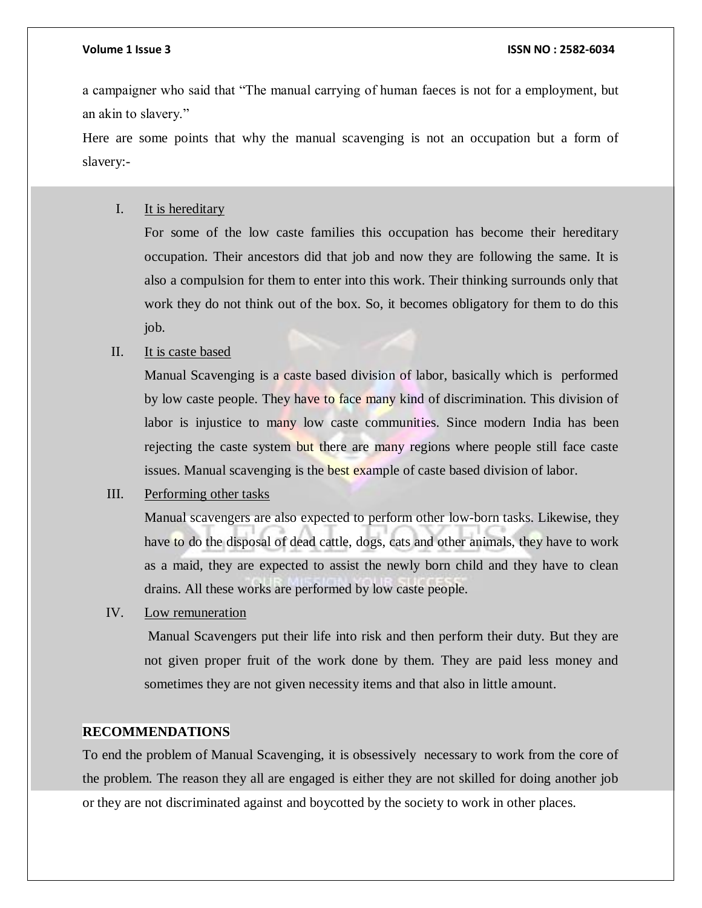a campaigner who said that "The manual carrying of human faeces is not for a employment, but an akin to slavery."

Here are some points that why the manual scavenging is not an occupation but a form of slavery:-

I. It is hereditary

For some of the low caste families this occupation has become their hereditary occupation. Their ancestors did that job and now they are following the same. It is also a compulsion for them to enter into this work. Their thinking surrounds only that work they do not think out of the box. So, it becomes obligatory for them to do this job.

II. It is caste based

Manual Scavenging is a caste based division of labor, basically which is performed by low caste people. They have to face many kind of discrimination. This division of labor is injustice to many low caste communities. Since modern India has been rejecting the caste system but there are many regions where people still face caste issues. Manual scavenging is the best example of caste based division of labor.

III. Performing other tasks

Manual scavengers are also expected to perform other low-born tasks. Likewise, they have to do the disposal of dead cattle, dogs, cats and other animals, they have to work as a maid, they are expected to assist the newly born child and they have to clean drains. All these works are performed by low caste people.

IV. Low remuneration

Manual Scavengers put their life into risk and then perform their duty. But they are not given proper fruit of the work done by them. They are paid less money and sometimes they are not given necessity items and that also in little amount.

**RECOMMENDATIONS**

To end the problem of Manual Scavenging, it is obsessively necessary to work from the core of the problem. The reason they all are engaged is either they are not skilled for doing another job or they are not discriminated against and boycotted by the society to work in other places.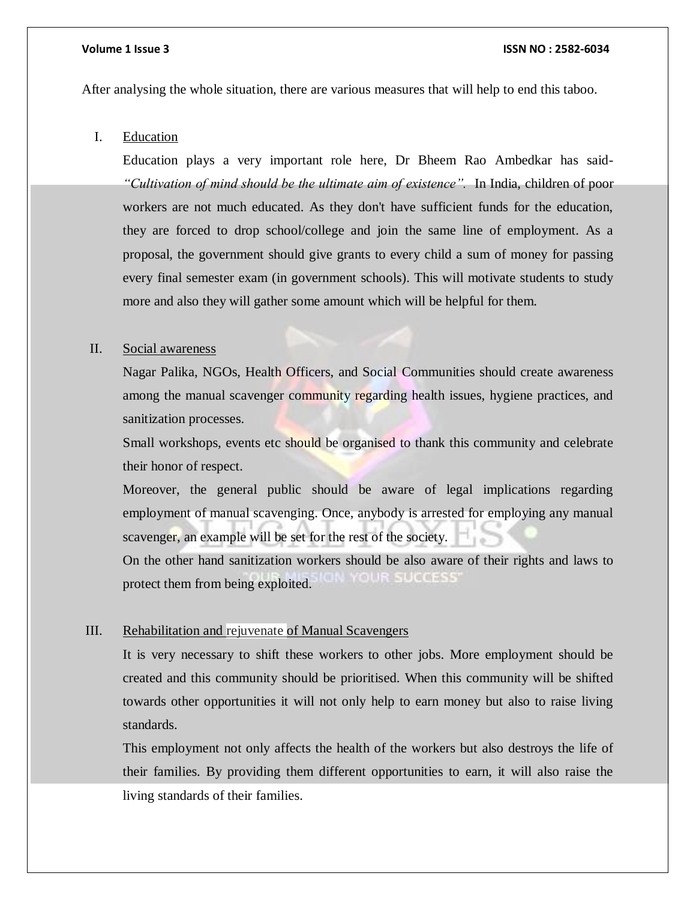After analysing the whole situation, there are various measures that will help to end this taboo.

I. Education

Education plays a very important role here, Dr Bheem Rao Ambedkar has said- *"Cultivation of mind should be the ultimate aim of existence".* In India, children of poor workers are not much educated. As they don't have sufficient funds for the education, they are forced to drop school/college and join the same line of employment. As a proposal, the government should give grants to every child a sum of money for passing every final semester exam (in government schools). This will motivate students to study more and also they will gather some amount which will be helpful for them.

II. Social awareness

Nagar Palika, NGOs, Health Officers, and Social Communities should create awareness among the manual scavenger community regarding health issues, hygiene practices, and sanitization processes.

Small workshops, events etc should be organised to thank this community and celebrate their honor of respect.

Moreover, the general public should be aware of legal implications regarding employment of manual scavenging. Once, anybody is arrested for employing any manual scavenger, an example will be set for the rest of the society.

On the other hand sanitization workers should be also aware of their rights and laws to protect them from being exploited.

III. Rehabilitation and rejuvenate of Manual Scavengers

It is very necessary to shift these workers to other jobs. More employment should be created and this community should be prioritised. When this community will be shifted towards other opportunities it will not only help to earn money but also to raise living standards.

This employment not only affects the health of the workers but also destroys the life of their families. By providing them different opportunities to earn, it will also raise the living standards of their families.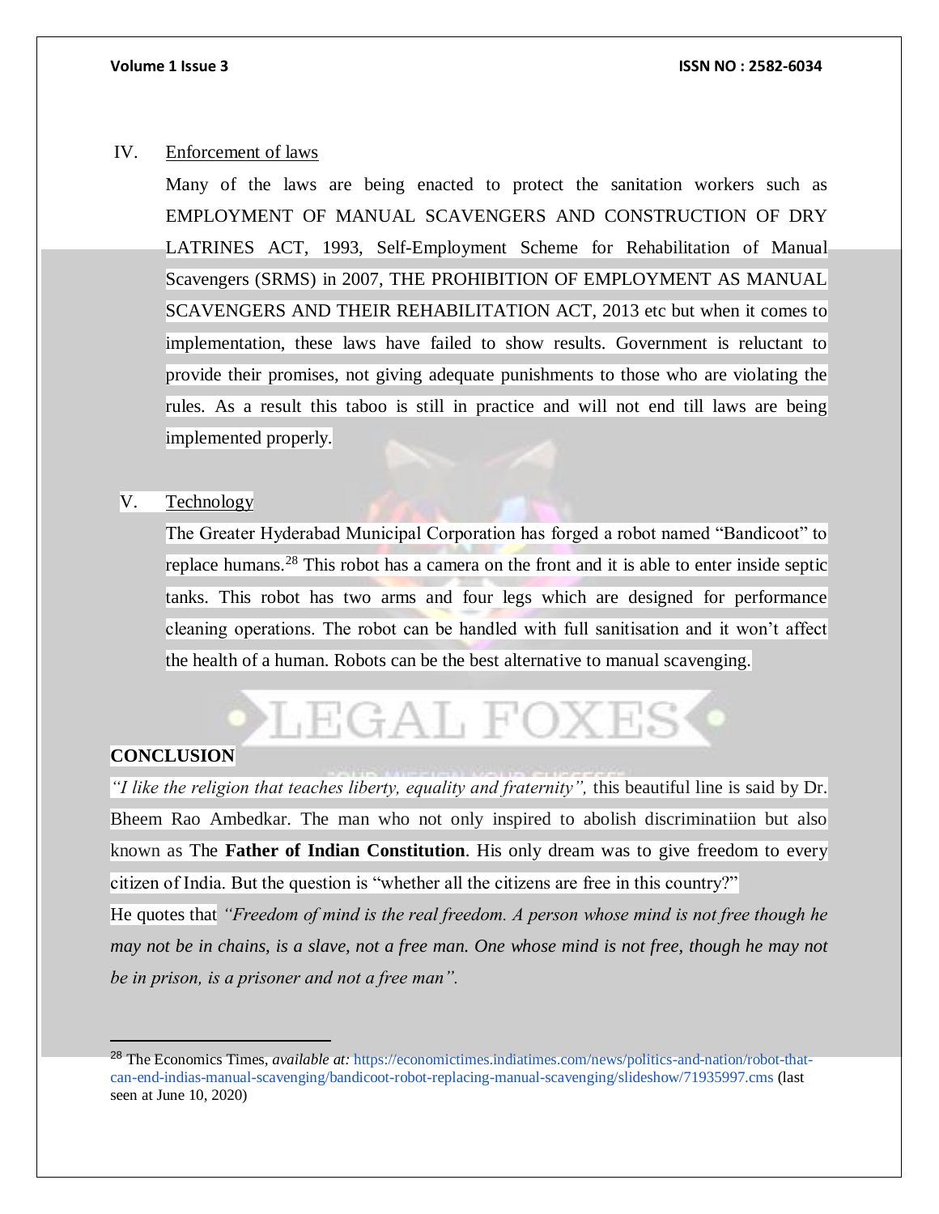IV. Enforcement of laws

Many of the laws are being enacted to protect the sanitation workers such as EMPLOYMENT OF MANUAL SCAVENGERS AND CONSTRUCTION OF DRY LATRINES ACT, 1993, Self-Employment Scheme for Rehabilitation of Manual Scavengers (SRMS) in 2007, THE PROHIBITION OF EMPLOYMENT AS MANUAL SCAVENGERS AND THEIR REHABILITATION ACT, 2013 etc but when it comes to implementation, these laws have failed to show results. Government is reluctant to provide their promises, not giving adequate punishments to those who are violating the rules. As a result this taboo is still in practice and will not end till laws are being implemented properly.

V. Technology

The Greater Hyderabad Municipal Corporation has forged a robot named "Bandicoot" to replace humans.[28] This robot has a camera on the front and it is able to enter inside septic tanks. This robot has two arms and four legs which are designed for performance cleaning operations. The robot can be handled with full sanitisation and it won't affect the health of a human. Robots can be the best alternative to manual scavenging.

## CONCLUSION

*"I like the religion that teaches liberty, equality and fraternity",* this beautiful line is said by Dr. Bheem Rao Ambedkar. The man who not only inspired to abolish discriminatiion but also known as The **Father of Indian Constitution**. His only dream was to give freedom to every citizen of India. But the question is "whether all the citizens are free in this country?"

He quotes that *"Freedom of mind is the real freedom. A person whose mind is not free though he may not be in chains, is a slave, not a free man. One whose mind is not free, though he may not be in prison, is a prisoner and not a free man".*

---

[28] The Economics Times, *available at:* https://economictimes.indiatimes.com/news/politics-and-nation/robot-that-can-end-indias-manual-scavenging/bandicoot-robot-replacing-manual-scavenging/slideshow/71935997.cms (last seen at June 10, 2020)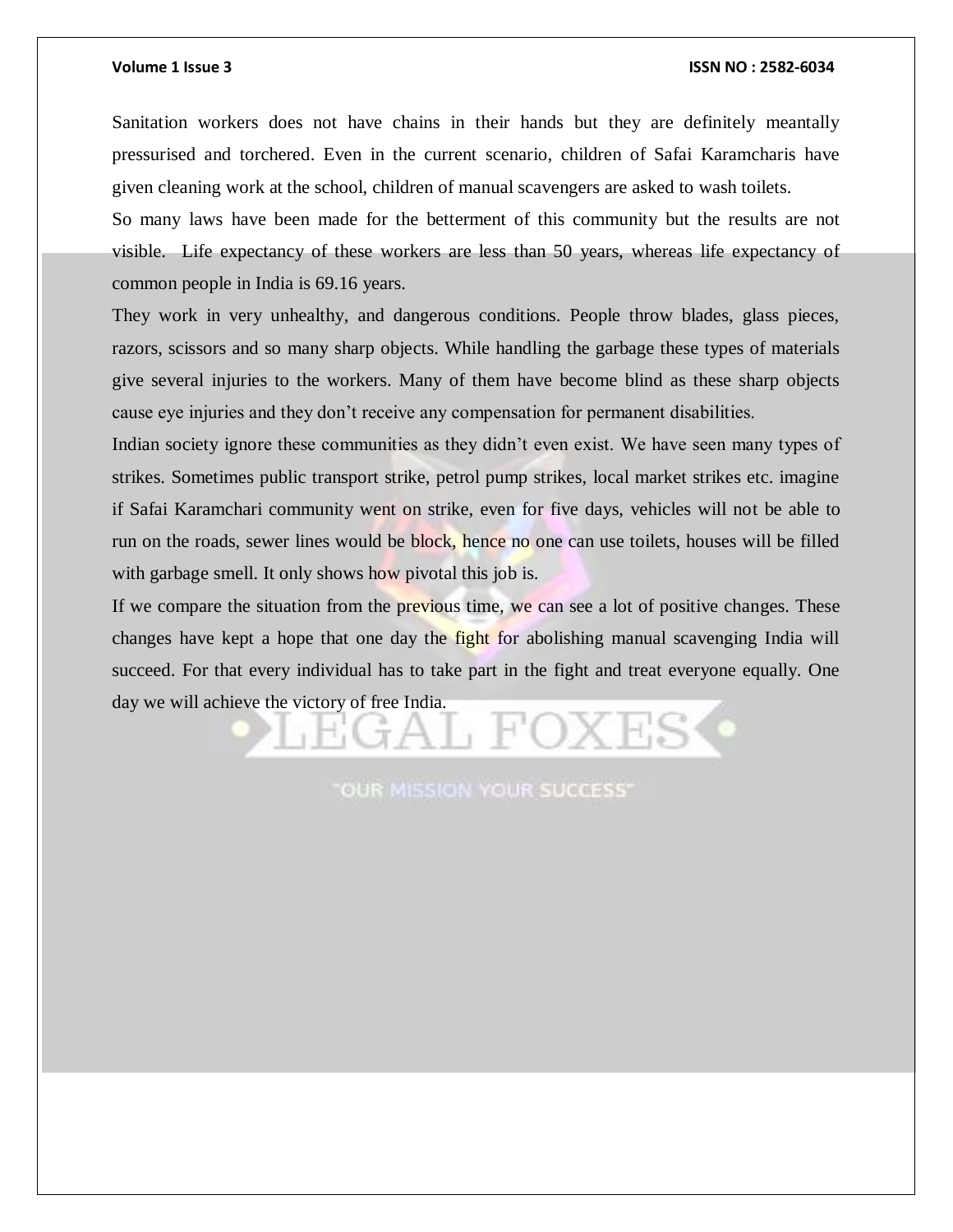Sanitation workers does not have chains in their hands but they are definitely meantally pressurised and torchered. Even in the current scenario, children of Safai Karamcharis have given cleaning work at the school, children of manual scavengers are asked to wash toilets.

So many laws have been made for the betterment of this community but the results are not visible. Life expectancy of these workers are less than 50 years, whereas life expectancy of common people in India is 69.16 years.

They work in very unhealthy, and dangerous conditions. People throw blades, glass pieces, razors, scissors and so many sharp objects. While handling the garbage these types of materials give several injuries to the workers. Many of them have become blind as these sharp objects cause eye injuries and they don't receive any compensation for permanent disabilities.

Indian society ignore these communities as they didn't even exist. We have seen many types of strikes. Sometimes public transport strike, petrol pump strikes, local market strikes etc. imagine if Safai Karamchari community went on strike, even for five days, vehicles will not be able to run on the roads, sewer lines would be block, hence no one can use toilets, houses will be filled with garbage smell. It only shows how pivotal this job is.

If we compare the situation from the previous time, we can see a lot of positive changes. These changes have kept a hope that one day the fight for abolishing manual scavenging India will succeed. For that every individual has to take part in the fight and treat everyone equally. One day we will achieve the victory of free India.